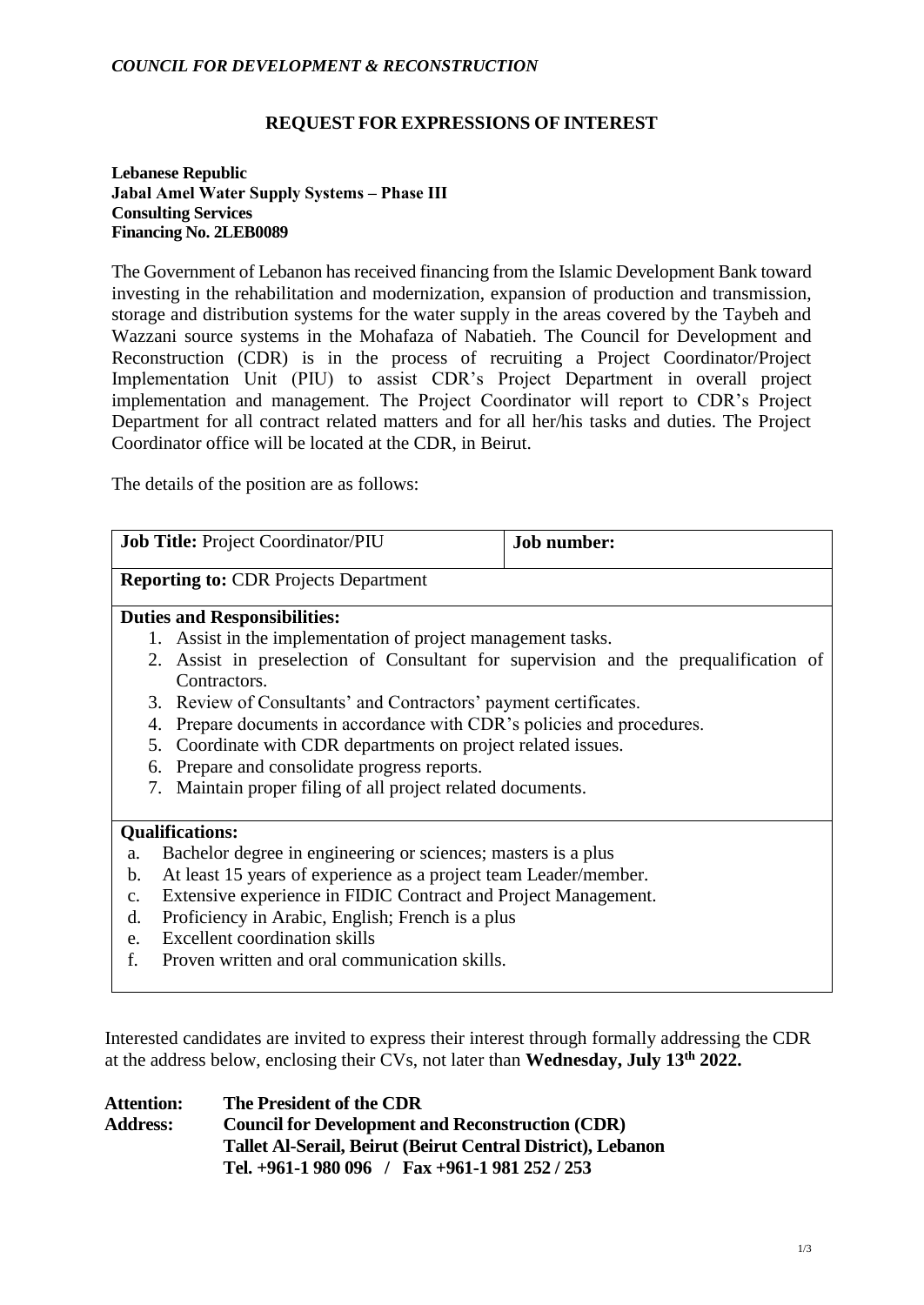*COUNCIL FOR DEVELOPMENT & RECONSTRUCTION*

# REQUEST FOR EXPRESSIONS OF INTEREST

**Lebanese Republic**
**Jabal Amel Water Supply Systems – Phase III**
**Consulting Services**
**Financing No. 2LEB0089**

The Government of Lebanon has received financing from the Islamic Development Bank toward investing in the rehabilitation and modernization, expansion of production and transmission, storage and distribution systems for the water supply in the areas covered by the Taybeh and Wazzani source systems in the Mohafaza of Nabatieh. The Council for Development and Reconstruction (CDR) is in the process of recruiting a Project Coordinator/Project Implementation Unit (PIU) to assist CDR's Project Department in overall project implementation and management. The Project Coordinator will report to CDR's Project Department for all contract related matters and for all her/his tasks and duties. The Project Coordinator office will be located at the CDR, in Beirut.

The details of the position are as follows:

| **Job Title:** Project Coordinator/PIU | **Job number:** |
|---|---|
| **Reporting to:** CDR Projects Department | |
| **Duties and Responsibilities:**<br>1. Assist in the implementation of project management tasks.<br>2. Assist in preselection of Consultant for supervision and the prequalification of Contractors.<br>3. Review of Consultants' and Contractors' payment certificates.<br>4. Prepare documents in accordance with CDR's policies and procedures.<br>5. Coordinate with CDR departments on project related issues.<br>6. Prepare and consolidate progress reports.<br>7. Maintain proper filing of all project related documents. | |
| **Qualifications:**<br>a. Bachelor degree in engineering or sciences; masters is a plus<br>b. At least 15 years of experience as a project team Leader/member.<br>c. Extensive experience in FIDIC Contract and Project Management.<br>d. Proficiency in Arabic, English; French is a plus<br>e. Excellent coordination skills<br>f. Proven written and oral communication skills. | |

Interested candidates are invited to express their interest through formally addressing the CDR at the address below, enclosing their CVs, not later than **Wednesday, July 13th 2022.**

**Attention:** **The President of the CDR**
**Address:** **Council for Development and Reconstruction (CDR)**
**Tallet Al-Serail, Beirut (Beirut Central District), Lebanon**
**Tel. +961-1 980 096 / Fax +961-1 981 252 / 253**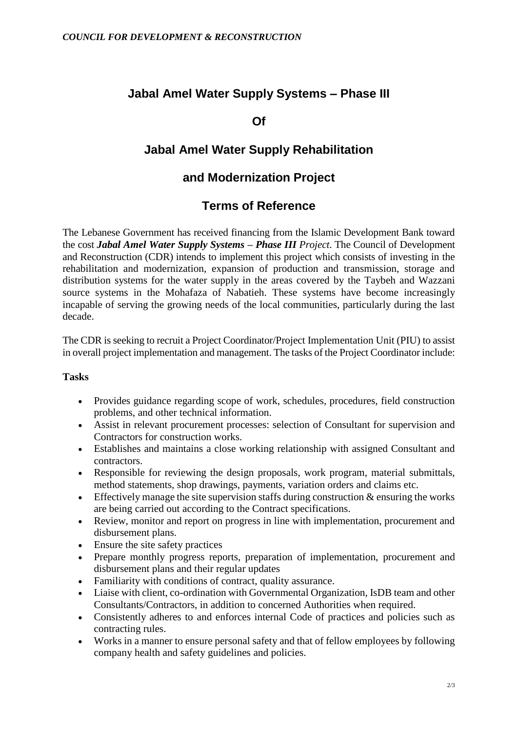# Jabal Amel Water Supply Systems – Phase III

# Of

# Jabal Amel Water Supply Rehabilitation

# and Modernization Project

# Terms of Reference

The Lebanese Government has received financing from the Islamic Development Bank toward the cost ***Jabal Amel Water Supply Systems – Phase III*** *Project*. The Council of Development and Reconstruction (CDR) intends to implement this project which consists of investing in the rehabilitation and modernization, expansion of production and transmission, storage and distribution systems for the water supply in the areas covered by the Taybeh and Wazzani source systems in the Mohafaza of Nabatieh. These systems have become increasingly incapable of serving the growing needs of the local communities, particularly during the last decade.

The CDR is seeking to recruit a Project Coordinator/Project Implementation Unit (PIU) to assist in overall project implementation and management. The tasks of the Project Coordinator include:

**Tasks**

- Provides guidance regarding scope of work, schedules, procedures, field construction problems, and other technical information.
- Assist in relevant procurement processes: selection of Consultant for supervision and Contractors for construction works.
- Establishes and maintains a close working relationship with assigned Consultant and contractors.
- Responsible for reviewing the design proposals, work program, material submittals, method statements, shop drawings, payments, variation orders and claims etc.
- Effectively manage the site supervision staffs during construction & ensuring the works are being carried out according to the Contract specifications.
- Review, monitor and report on progress in line with implementation, procurement and disbursement plans.
- Ensure the site safety practices
- Prepare monthly progress reports, preparation of implementation, procurement and disbursement plans and their regular updates
- Familiarity with conditions of contract, quality assurance.
- Liaise with client, co-ordination with Governmental Organization, IsDB team and other Consultants/Contractors, in addition to concerned Authorities when required.
- Consistently adheres to and enforces internal Code of practices and policies such as contracting rules.
- Works in a manner to ensure personal safety and that of fellow employees by following company health and safety guidelines and policies.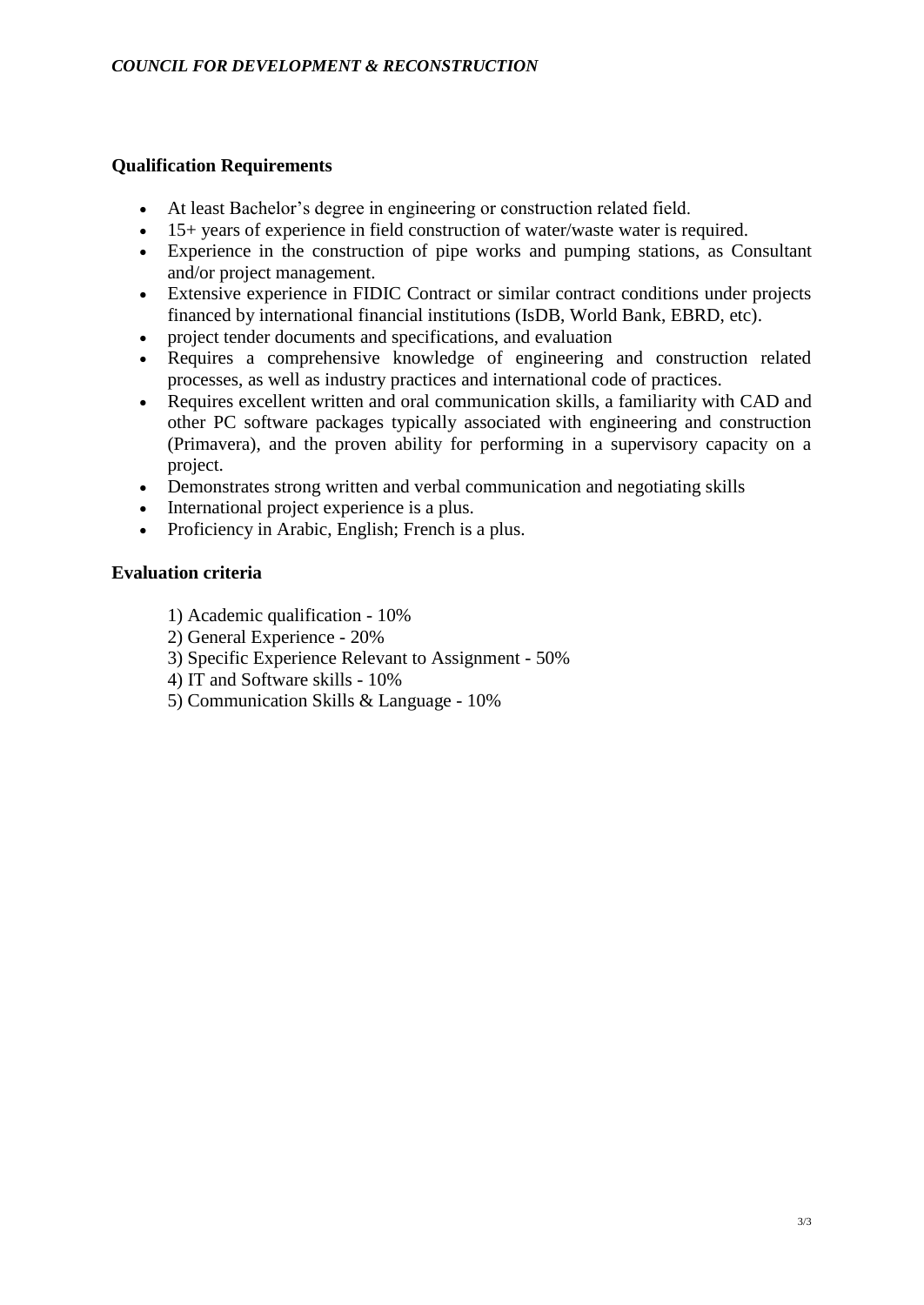## Qualification Requirements

- At least Bachelor's degree in engineering or construction related field.
- 15+ years of experience in field construction of water/waste water is required.
- Experience in the construction of pipe works and pumping stations, as Consultant and/or project management.
- Extensive experience in FIDIC Contract or similar contract conditions under projects financed by international financial institutions (IsDB, World Bank, EBRD, etc).
- project tender documents and specifications, and evaluation
- Requires a comprehensive knowledge of engineering and construction related processes, as well as industry practices and international code of practices.
- Requires excellent written and oral communication skills, a familiarity with CAD and other PC software packages typically associated with engineering and construction (Primavera), and the proven ability for performing in a supervisory capacity on a project.
- Demonstrates strong written and verbal communication and negotiating skills
- International project experience is a plus.
- Proficiency in Arabic, English; French is a plus.

## Evaluation criteria

1) Academic qualification - 10%
2) General Experience - 20%
3) Specific Experience Relevant to Assignment - 50%
4) IT and Software skills - 10%
5) Communication Skills & Language - 10%